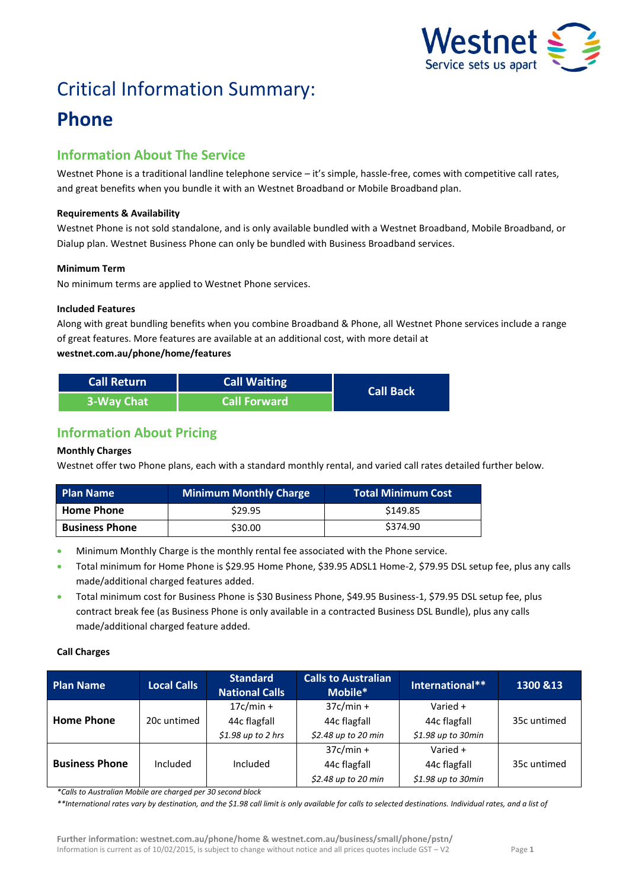# Critical Information Summary:

# Phone

## Information About The Service

Westnet Phone is a traditional landline telephone service – it's simple, hassle-free, comes with competitive call rates, and great benefits when you bundle it with an Westnet Broadband or Mobile Broadband plan.

**Requirements & Availability**

Westnet Phone is not sold standalone, and is only available bundled with a Westnet Broadband, Mobile Broadband, or Dialup plan. Westnet Business Phone can only be bundled with Business Broadband services.

**Minimum Term**

No minimum terms are applied to Westnet Phone services.

**Included Features**

Along with great bundling benefits when you combine Broadband & Phone, all Westnet Phone services include a range of great features. More features are available at an additional cost, with more detail at **westnet.com.au/phone/home/features**

| Call Return | Call Waiting | Call Back |
|---|---|---|
| 3-Way Chat | Call Forward | |

## Information About Pricing

**Monthly Charges**

Westnet offer two Phone plans, each with a standard monthly rental, and varied call rates detailed further below.

| Plan Name | Minimum Monthly Charge | Total Minimum Cost |
|---|---|---|
| **Home Phone** | $29.95 | $149.85 |
| **Business Phone** | $30.00 | $374.90 |

- Minimum Monthly Charge is the monthly rental fee associated with the Phone service.
- Total minimum for Home Phone is $29.95 Home Phone, $39.95 ADSL1 Home-2, $79.95 DSL setup fee, plus any calls made/additional charged features added.
- Total minimum cost for Business Phone is $30 Business Phone, $49.95 Business-1, $79.95 DSL setup fee, plus contract break fee (as Business Phone is only available in a contracted Business DSL Bundle), plus any calls made/additional charged feature added.

**Call Charges**

| Plan Name | Local Calls | Standard National Calls | Calls to Australian Mobile* | International** | 1300 &13 |
|---|---|---|---|---|---|
| **Home Phone** | 20c untimed | 17c/min + 44c flagfall *$1.98 up to 2 hrs* | 37c/min + 44c flagfall *$2.48 up to 20 min* | Varied + 44c flagfall *$1.98 up to 30min* | 35c untimed |
| **Business Phone** | Included | Included | 37c/min + 44c flagfall *$2.48 up to 20 min* | Varied + 44c flagfall *$1.98 up to 30min* | 35c untimed |

*\*Calls to Australian Mobile are charged per 30 second block*

*\*\*International rates vary by destination, and the $1.98 call limit is only available for calls to selected destinations. Individual rates, and a list of*

**Further information: westnet.com.au/phone/home & westnet.com.au/business/small/phone/pstn/**

Information is current as of 10/02/2015, is subject to change without notice and all prices quotes include GST – V2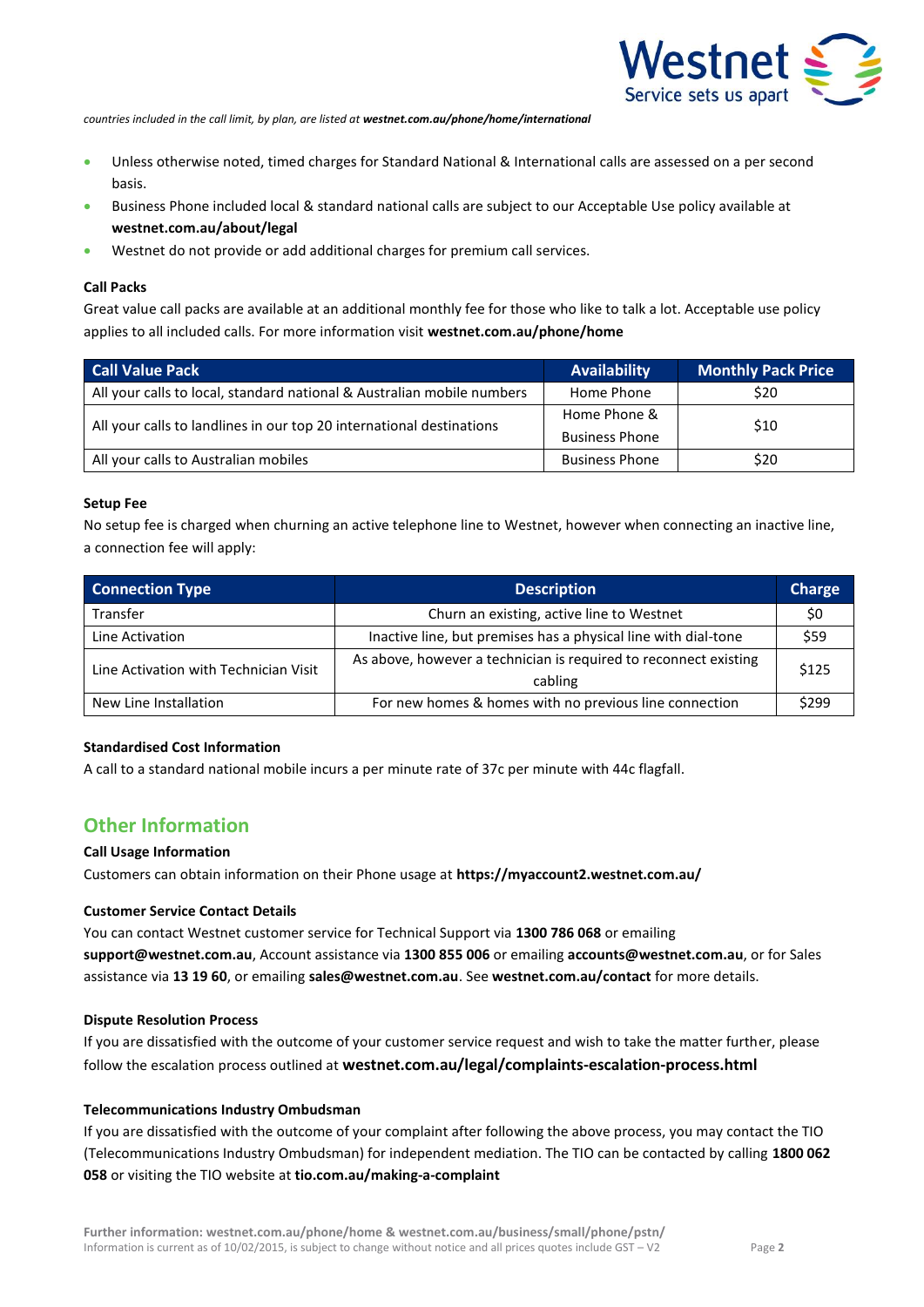*countries included in the call limit, by plan, are listed at* ***westnet.com.au/phone/home/international***

- Unless otherwise noted, timed charges for Standard National & International calls are assessed on a per second basis.
- Business Phone included local & standard national calls are subject to our Acceptable Use policy available at **westnet.com.au/about/legal**
- Westnet do not provide or add additional charges for premium call services.

**Call Packs**

Great value call packs are available at an additional monthly fee for those who like to talk a lot. Acceptable use policy applies to all included calls. For more information visit **westnet.com.au/phone/home**

| Call Value Pack | Availability | Monthly Pack Price |
|---|---|---|
| All your calls to local, standard national & Australian mobile numbers | Home Phone | $20 |
| All your calls to landlines in our top 20 international destinations | Home Phone & Business Phone | $10 |
| All your calls to Australian mobiles | Business Phone | $20 |

**Setup Fee**

No setup fee is charged when churning an active telephone line to Westnet, however when connecting an inactive line, a connection fee will apply:

| Connection Type | Description | Charge |
|---|---|---|
| Transfer | Churn an existing, active line to Westnet | $0 |
| Line Activation | Inactive line, but premises has a physical line with dial-tone | $59 |
| Line Activation with Technician Visit | As above, however a technician is required to reconnect existing cabling | $125 |
| New Line Installation | For new homes & homes with no previous line connection | $299 |

**Standardised Cost Information**

A call to a standard national mobile incurs a per minute rate of 37c per minute with 44c flagfall.

## Other Information

**Call Usage Information**

Customers can obtain information on their Phone usage at **https://myaccount2.westnet.com.au/**

**Customer Service Contact Details**

You can contact Westnet customer service for Technical Support via **1300 786 068** or emailing **support@westnet.com.au**, Account assistance via **1300 855 006** or emailing **accounts@westnet.com.au**, or for Sales assistance via **13 19 60**, or emailing **sales@westnet.com.au**. See **westnet.com.au/contact** for more details.

**Dispute Resolution Process**

If you are dissatisfied with the outcome of your customer service request and wish to take the matter further, please follow the escalation process outlined at **westnet.com.au/legal/complaints-escalation-process.html**

**Telecommunications Industry Ombudsman**

If you are dissatisfied with the outcome of your complaint after following the above process, you may contact the TIO (Telecommunications Industry Ombudsman) for independent mediation. The TIO can be contacted by calling **1800 062 058** or visiting the TIO website at **tio.com.au/making-a-complaint**

**Further information: westnet.com.au/phone/home & westnet.com.au/business/small/phone/pstn/**
Information is current as of 10/02/2015, is subject to change without notice and all prices quotes include GST – V2